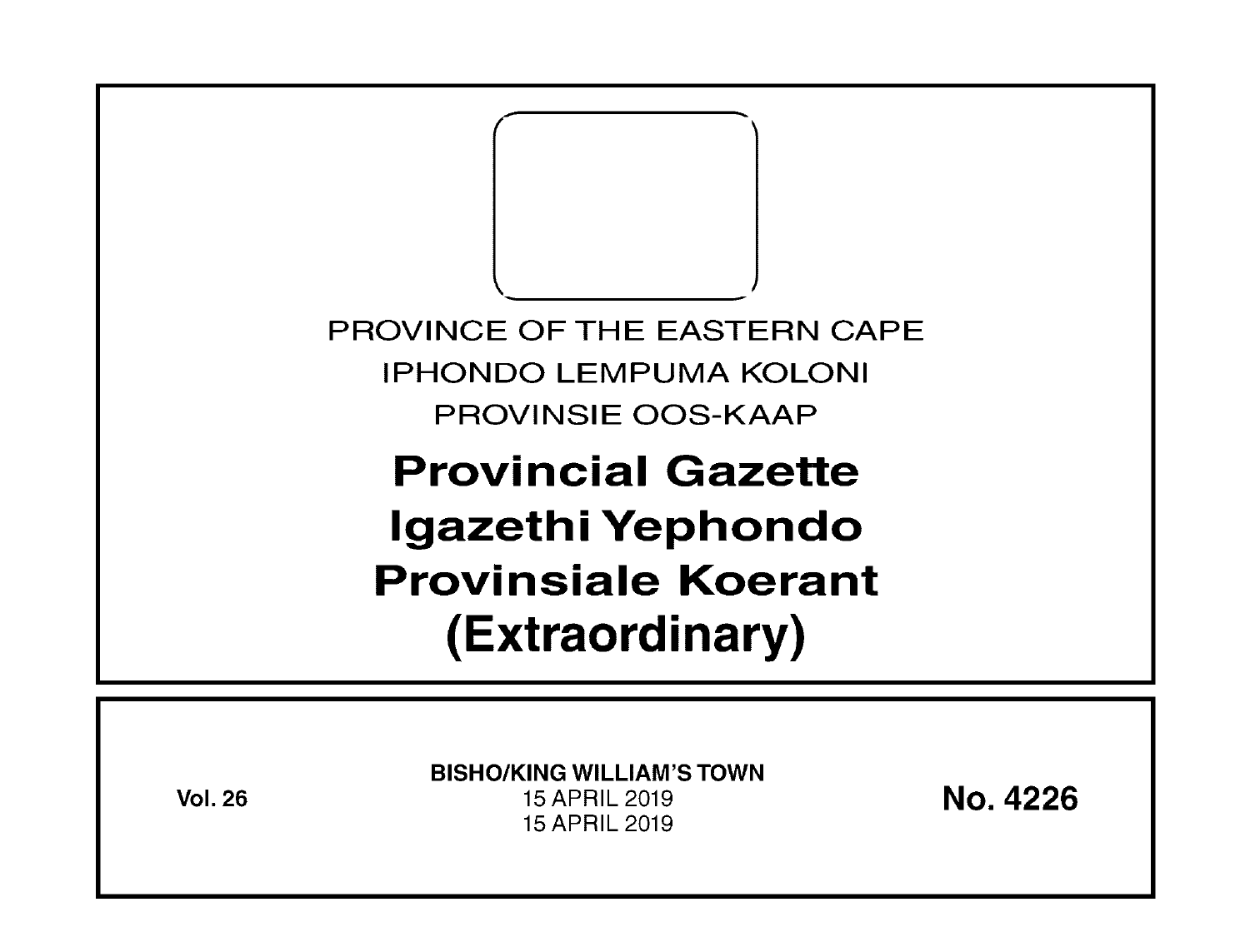PROVINCE OF THE EASTERN CAPE

IPHONDO LEMPUMA KOLONI

PROVINSIE OOS-KAAP

# Provincial Gazette
# Igazethi Yephondo
# Provinsiale Koerant
# (Extraordinary)

**Vol. 26**

**BISHO/KING WILLIAM'S TOWN**

15 APRIL 2019

15 APRIL 2019

**No. 4226**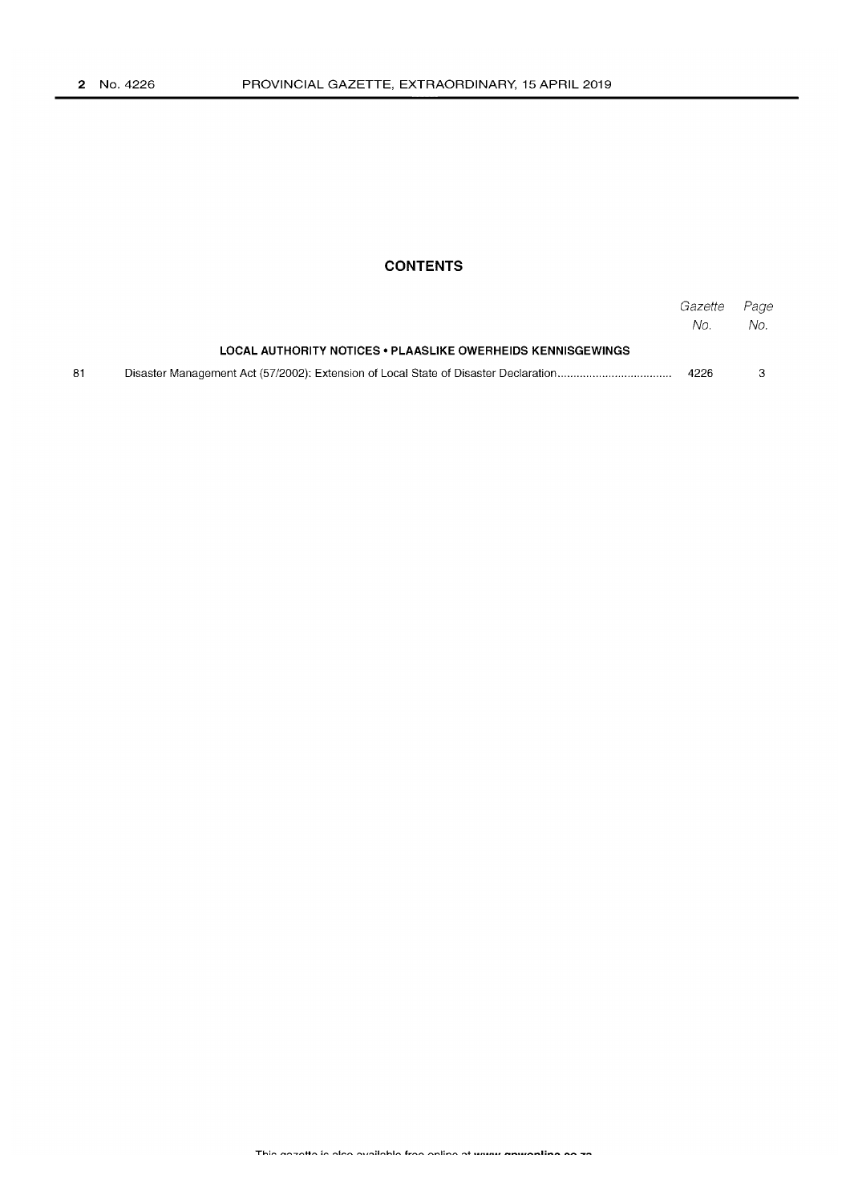# CONTENTS

| | | Gazette No. | Page No. |
|---|---|---|---|
| | **LOCAL AUTHORITY NOTICES • PLAASLIKE OWERHEIDS KENNISGEWINGS** | | |
| 81 | Disaster Management Act (57/2002): Extension of Local State of Disaster Declaration | 4226 | 3 |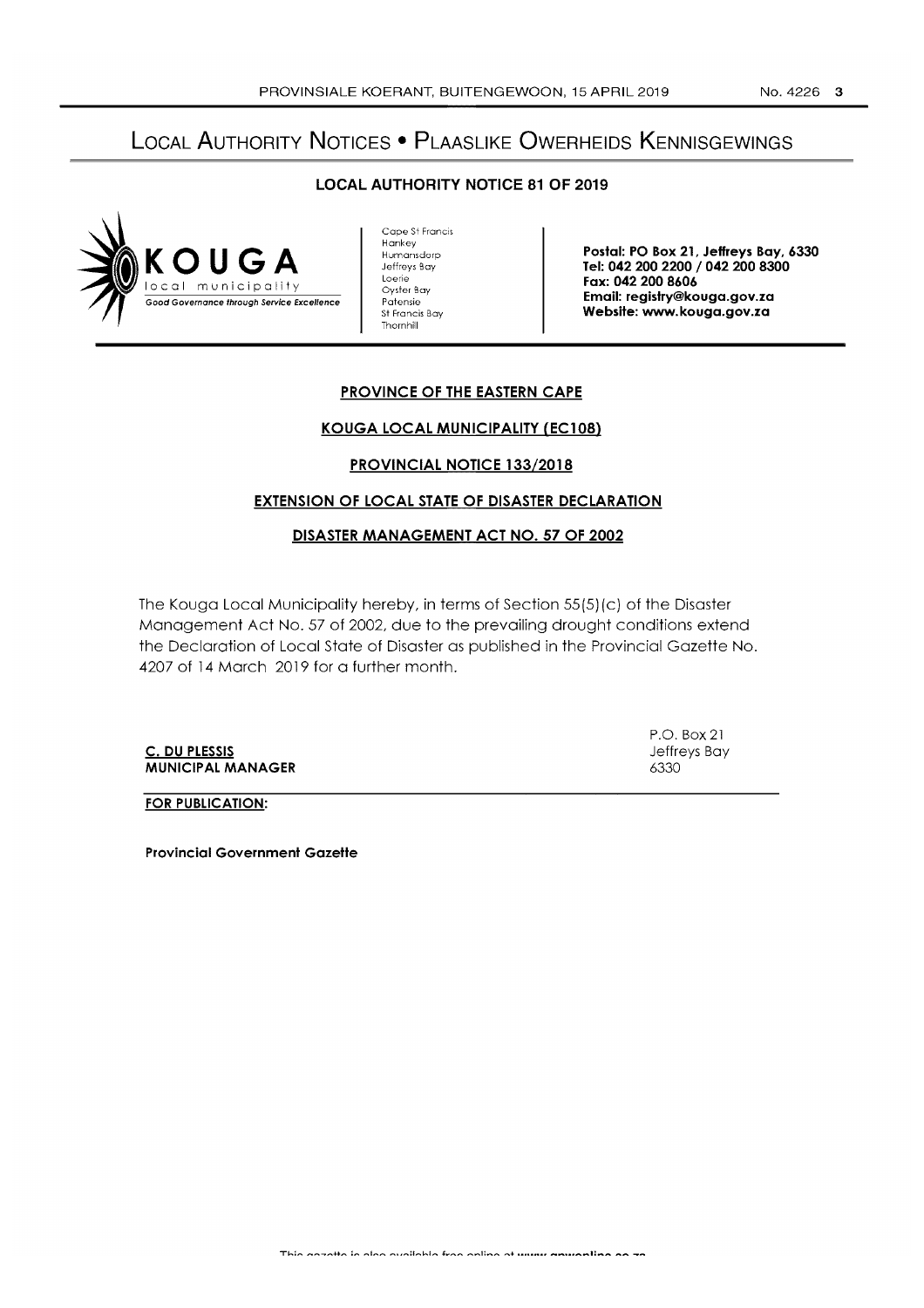# Local Authority Notices • Plaaslike Owerheids Kennisgewings

## LOCAL AUTHORITY NOTICE 81 OF 2019

KOUGA
local municipality
*Good Governance through Service Excellence*

Cape St Francis
Hankey
Humansdorp
Jeffreys Bay
Loerie
Oyster Bay
Patensie
St Francis Bay
Thornhill

**Postal: PO Box 21, Jeffreys Bay, 6330**
**Tel: 042 200 2200 / 042 200 8300**
**Fax: 042 200 8606**
**Email: registry@kouga.gov.za**
**Website: www.kouga.gov.za**

**PROVINCE OF THE EASTERN CAPE**

**KOUGA LOCAL MUNICIPALITY (EC108)**

**PROVINCIAL NOTICE 133/2018**

**EXTENSION OF LOCAL STATE OF DISASTER DECLARATION**

**DISASTER MANAGEMENT ACT NO. 57 OF 2002**

The Kouga Local Municipality hereby, in terms of Section 55(5)(c) of the Disaster Management Act No. 57 of 2002, due to the prevailing drought conditions extend the Declaration of Local State of Disaster as published in the Provincial Gazette No. 4207 of 14 March 2019 for a further month.

**C. DU PLESSIS**
**MUNICIPAL MANAGER**

P.O. Box 21
Jeffreys Bay
6330

**FOR PUBLICATION:**

**Provincial Government Gazette**